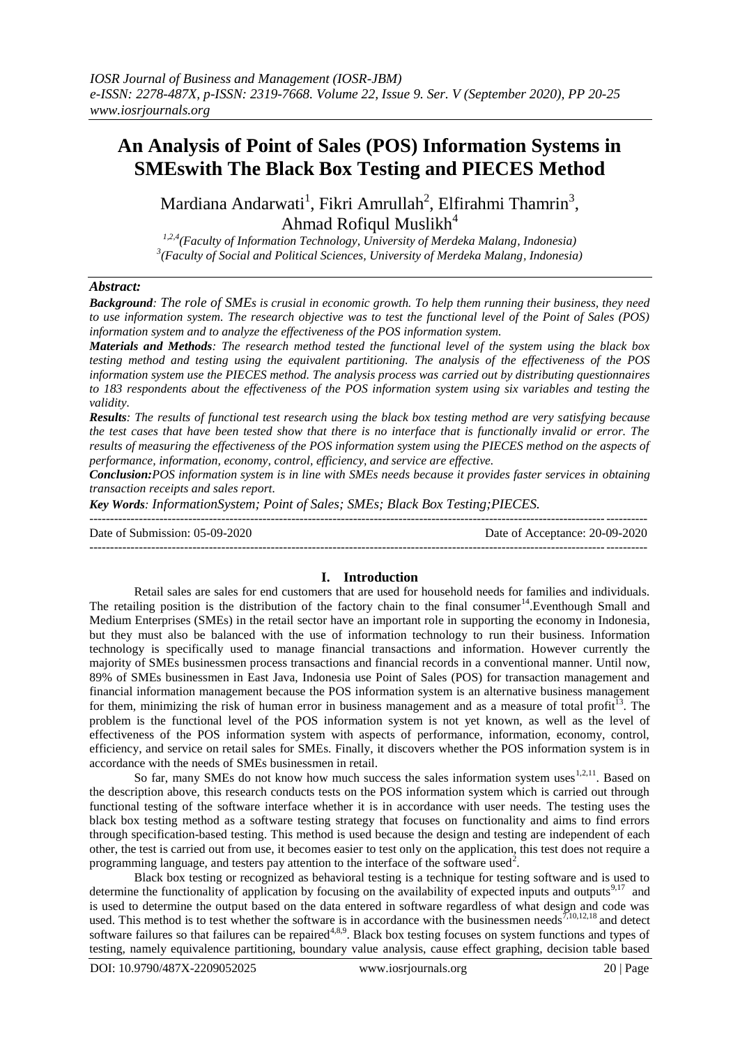# An Analysis of Point of Sales (POS) Information Systems in SMEswith The Black Box Testing and PIECES Method

Mardiana Andarwati[1], Fikri Amrullah[2], Elfirahmi Thamrin[3], Ahmad Rofiqul Muslikh[4]

[1,2,4](Faculty of Information Technology, University of Merdeka Malang, Indonesia)
[3](Faculty of Social and Political Sciences, University of Merdeka Malang, Indonesia)

## *Abstract:*

***Background***: *The role of SMEs is crusial in economic growth. To help them running their business, they need to use information system. The research objective was to test the functional level of the Point of Sales (POS) information system and to analyze the effectiveness of the POS information system.*

***Materials and Methods***: *The research method tested the functional level of the system using the black box testing method and testing using the equivalent partitioning. The analysis of the effectiveness of the POS information system use the PIECES method. The analysis process was carried out by distributing questionnaires to 183 respondents about the effectiveness of the POS information system using six variables and testing the validity.*

***Results***: *The results of functional test research using the black box testing method are very satisfying because the test cases that have been tested show that there is no interface that is functionally invalid or error. The results of measuring the effectiveness of the POS information system using the PIECES method on the aspects of performance, information, economy, control, efficiency, and service are effective.*

***Conclusion:****POS information system is in line with SMEs needs because it provides faster services in obtaining transaction receipts and sales report.*

***Key Words***: *InformationSystem; Point of Sales; SMEs; Black Box Testing;PIECES.*

---

Date of Submission: 05-09-2020 Date of Acceptance: 20-09-2020

---

## I. Introduction

Retail sales are sales for end customers that are used for household needs for families and individuals. The retailing position is the distribution of the factory chain to the final consumer[14].Eventhough Small and Medium Enterprises (SMEs) in the retail sector have an important role in supporting the economy in Indonesia, but they must also be balanced with the use of information technology to run their business. Information technology is specifically used to manage financial transactions and information. However currently the majority of SMEs businessmen process transactions and financial records in a conventional manner. Until now, 89% of SMEs businessmen in East Java, Indonesia use Point of Sales (POS) for transaction management and financial information management because the POS information system is an alternative business management for them, minimizing the risk of human error in business management and as a measure of total profit[13]. The problem is the functional level of the POS information system is not yet known, as well as the level of effectiveness of the POS information system with aspects of performance, information, economy, control, efficiency, and service on retail sales for SMEs. Finally, it discovers whether the POS information system is in accordance with the needs of SMEs businessmen in retail.

So far, many SMEs do not know how much success the sales information system uses[1,2,11]. Based on the description above, this research conducts tests on the POS information system which is carried out through functional testing of the software interface whether it is in accordance with user needs. The testing uses the black box testing method as a software testing strategy that focuses on functionality and aims to find errors through specification-based testing. This method is used because the design and testing are independent of each other, the test is carried out from use, it becomes easier to test only on the application, this test does not require a programming language, and testers pay attention to the interface of the software used[2].

Black box testing or recognized as behavioral testing is a technique for testing software and is used to determine the functionality of application by focusing on the availability of expected inputs and outputs[9,17] and is used to determine the output based on the data entered in software regardless of what design and code was used. This method is to test whether the software is in accordance with the businessmen needs[7,10,12,18] and detect software failures so that failures can be repaired[4,8,9]. Black box testing focuses on system functions and types of testing, namely equivalence partitioning, boundary value analysis, cause effect graphing, decision table based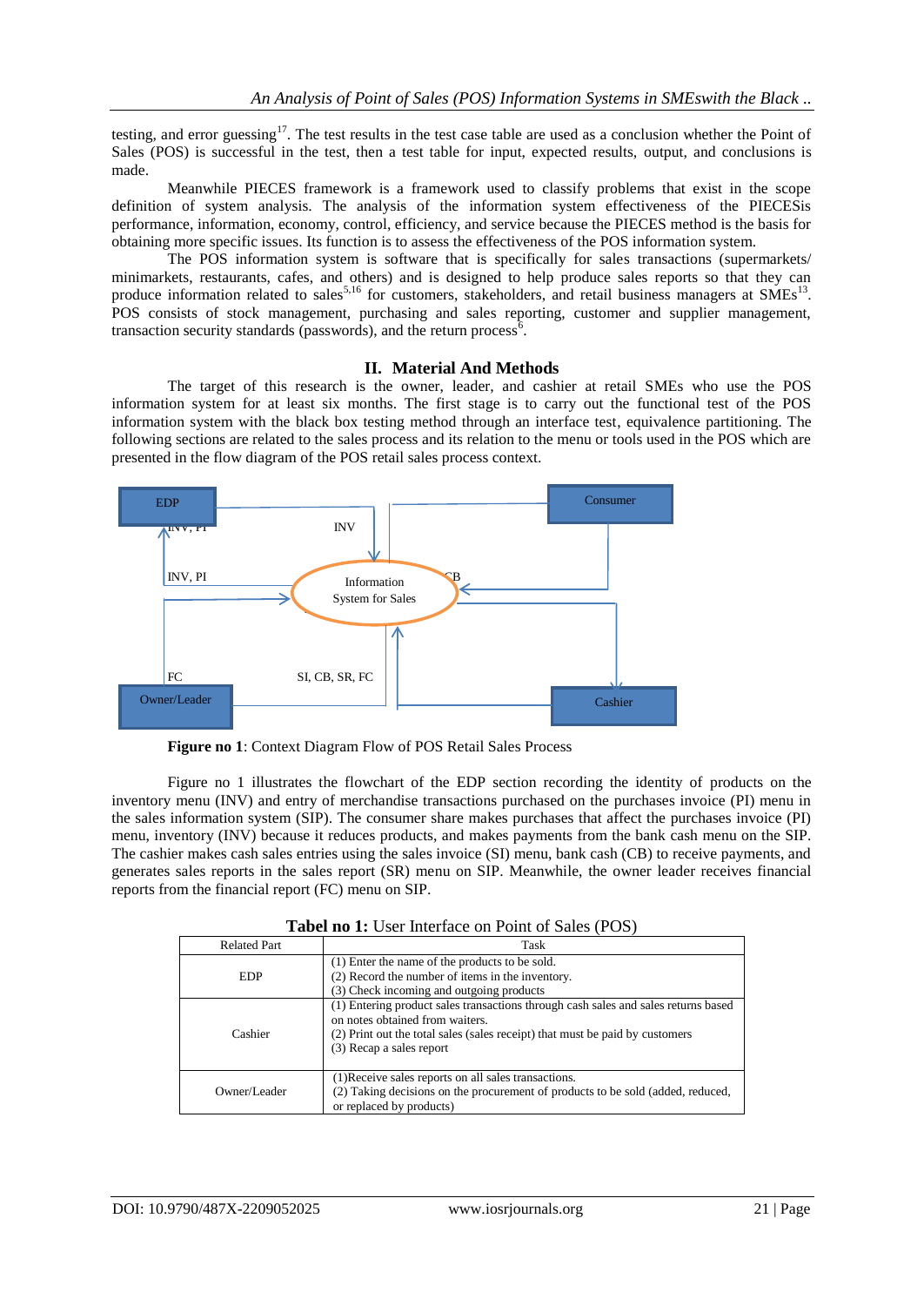testing, and error guessing[17]. The test results in the test case table are used as a conclusion whether the Point of Sales (POS) is successful in the test, then a test table for input, expected results, output, and conclusions is made.

Meanwhile PIECES framework is a framework used to classify problems that exist in the scope definition of system analysis. The analysis of the information system effectiveness of the PIECESis performance, information, economy, control, efficiency, and service because the PIECES method is the basis for obtaining more specific issues. Its function is to assess the effectiveness of the POS information system.

The POS information system is software that is specifically for sales transactions (supermarkets/ minimarkets, restaurants, cafes, and others) and is designed to help produce sales reports so that they can produce information related to sales[5,16] for customers, stakeholders, and retail business managers at SMEs[13]. POS consists of stock management, purchasing and sales reporting, customer and supplier management, transaction security standards (passwords), and the return process[6].

## II. Material And Methods

The target of this research is the owner, leader, and cashier at retail SMEs who use the POS information system for at least six months. The first stage is to carry out the functional test of the POS information system with the black box testing method through an interface test, equivalence partitioning. The following sections are related to the sales process and its relation to the menu or tools used in the POS which are presented in the flow diagram of the POS retail sales process context.

EDP | INV, PI | INV | INV, PI | Consumer | CB | Information System for Sales | FC | SI, CB, SR, FC | Owner/Leader | Cashier

**Figure no 1**: Context Diagram Flow of POS Retail Sales Process

Figure no 1 illustrates the flowchart of the EDP section recording the identity of products on the inventory menu (INV) and entry of merchandise transactions purchased on the purchases invoice (PI) menu in the sales information system (SIP). The consumer share makes purchases that affect the purchases invoice (PI) menu, inventory (INV) because it reduces products, and makes payments from the bank cash menu on the SIP. The cashier makes cash sales entries using the sales invoice (SI) menu, bank cash (CB) to receive payments, and generates sales reports in the sales report (SR) menu on SIP. Meanwhile, the owner leader receives financial reports from the financial report (FC) menu on SIP.

**Tabel no 1:** User Interface on Point of Sales (POS)

| Related Part | Task |
|---|---|
| EDP | (1) Enter the name of the products to be sold.<br>(2) Record the number of items in the inventory.<br>(3) Check incoming and outgoing products |
| Cashier | (1) Entering product sales transactions through cash sales and sales returns based on notes obtained from waiters.<br>(2) Print out the total sales (sales receipt) that must be paid by customers<br>(3) Recap a sales report |
| Owner/Leader | (1)Receive sales reports on all sales transactions.<br>(2) Taking decisions on the procurement of products to be sold (added, reduced, or replaced by products) |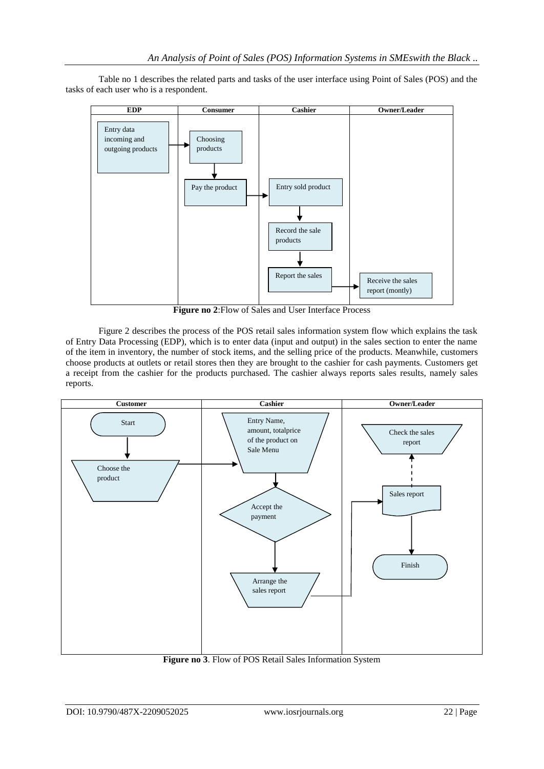Table no 1 describes the related parts and tasks of the user interface using Point of Sales (POS) and the tasks of each user who is a respondent.

| EDP | Consumer | Cashier | Owner/Leader |
| --- | --- | --- | --- |
| Entry data incoming and outgoing products | Choosing products | | |
| | Pay the product | Entry sold product | |
| | | Record the sale products | |
| | | Report the sales | Receive the sales report (montly) |

**Figure no 2**:Flow of Sales and User Interface Process

Figure 2 describes the process of the POS retail sales information system flow which explains the task of Entry Data Processing (EDP), which is to enter data (input and output) in the sales section to enter the name of the item in inventory, the number of stock items, and the selling price of the products. Meanwhile, customers choose products at outlets or retail stores then they are brought to the cashier for cash payments. Customers get a receipt from the cashier for the products purchased. The cashier always reports sales results, namely sales reports.

| Customer | Cashier | Owner/Leader |
| --- | --- | --- |
| Start | Entry Name, amount, totalprice of the product on Sale Menu | Check the sales report |
| Choose the product | Accept the payment | Sales report |
| | Arrange the sales report | Finish |

**Figure no 3**. Flow of POS Retail Sales Information System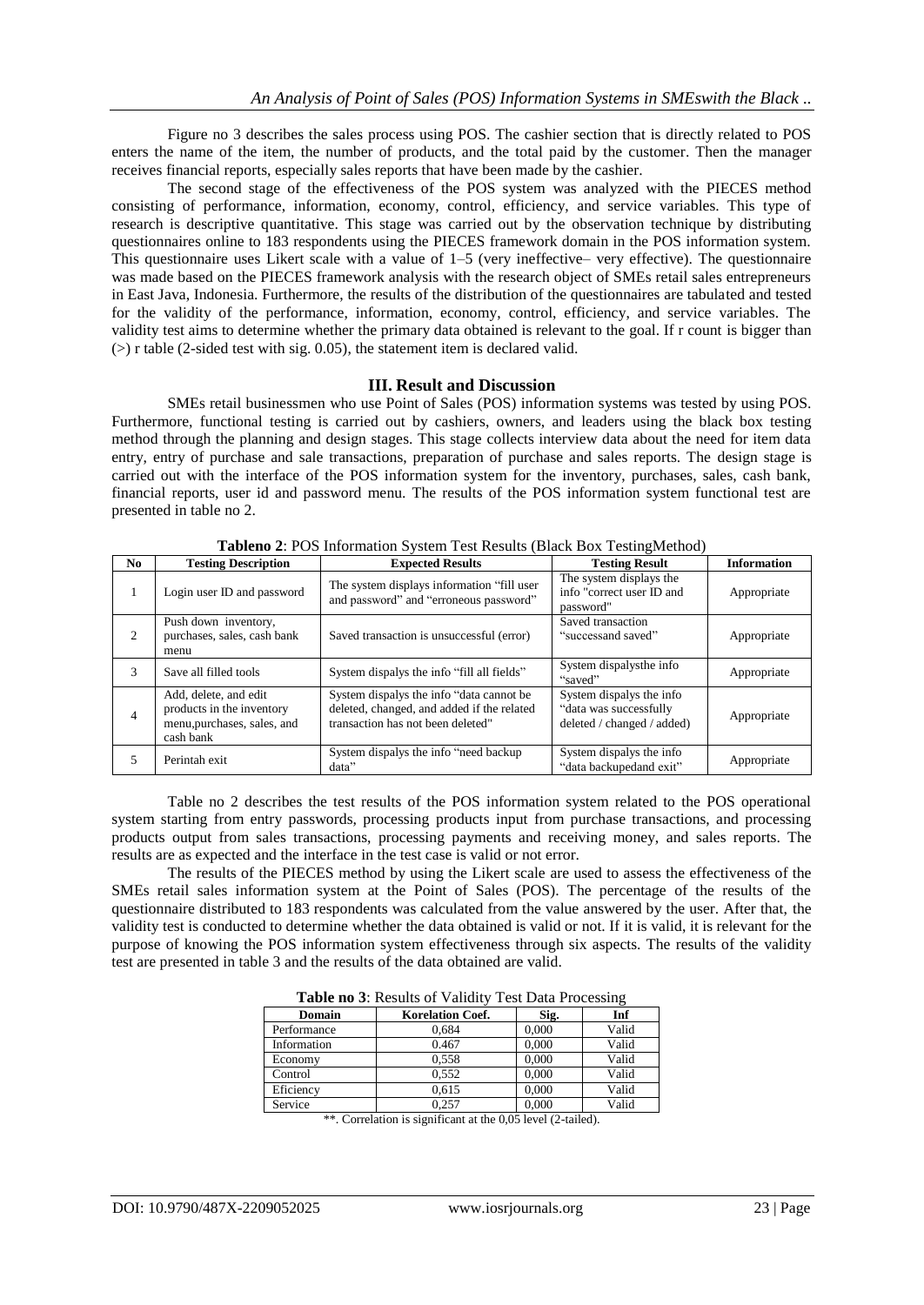Figure no 3 describes the sales process using POS. The cashier section that is directly related to POS enters the name of the item, the number of products, and the total paid by the customer. Then the manager receives financial reports, especially sales reports that have been made by the cashier.

The second stage of the effectiveness of the POS system was analyzed with the PIECES method consisting of performance, information, economy, control, efficiency, and service variables. This type of research is descriptive quantitative. This stage was carried out by the observation technique by distributing questionnaires online to 183 respondents using the PIECES framework domain in the POS information system. This questionnaire uses Likert scale with a value of 1–5 (very ineffective– very effective). The questionnaire was made based on the PIECES framework analysis with the research object of SMEs retail sales entrepreneurs in East Java, Indonesia. Furthermore, the results of the distribution of the questionnaires are tabulated and tested for the validity of the performance, information, economy, control, efficiency, and service variables. The validity test aims to determine whether the primary data obtained is relevant to the goal. If r count is bigger than (>) r table (2-sided test with sig. 0.05), the statement item is declared valid.

## III. Result and Discussion

SMEs retail businessmen who use Point of Sales (POS) information systems was tested by using POS. Furthermore, functional testing is carried out by cashiers, owners, and leaders using the black box testing method through the planning and design stages. This stage collects interview data about the need for item data entry, entry of purchase and sale transactions, preparation of purchase and sales reports. The design stage is carried out with the interface of the POS information system for the inventory, purchases, sales, cash bank, financial reports, user id and password menu. The results of the POS information system functional test are presented in table no 2.

**Tableno 2**: POS Information System Test Results (Black Box TestingMethod)

| No | Testing Description | Expected Results | Testing Result | Information |
|---|---|---|---|---|
| 1 | Login user ID and password | The system displays information "fill user and password" and "erroneous password" | The system displays the info "correct user ID and password" | Appropriate |
| 2 | Push down inventory, purchases, sales, cash bank menu | Saved transaction is unsuccessful (error) | Saved transaction "successand saved" | Appropriate |
| 3 | Save all filled tools | System dispalys the info "fill all fields" | System dispalysthe info "saved" | Appropriate |
| 4 | Add, delete, and edit products in the inventory menu,purchases, sales, and cash bank | System dispalys the info "data cannot be deleted, changed, and added if the related transaction has not been deleted" | System dispalys the info "data was successfully deleted / changed / added) | Appropriate |
| 5 | Perintah exit | System dispalys the info "need backup data" | System dispalys the info "data backupedand exit" | Appropriate |

Table no 2 describes the test results of the POS information system related to the POS operational system starting from entry passwords, processing products input from purchase transactions, and processing products output from sales transactions, processing payments and receiving money, and sales reports. The results are as expected and the interface in the test case is valid or not error.

The results of the PIECES method by using the Likert scale are used to assess the effectiveness of the SMEs retail sales information system at the Point of Sales (POS). The percentage of the results of the questionnaire distributed to 183 respondents was calculated from the value answered by the user. After that, the validity test is conducted to determine whether the data obtained is valid or not. If it is valid, it is relevant for the purpose of knowing the POS information system effectiveness through six aspects. The results of the validity test are presented in table 3 and the results of the data obtained are valid.

**Table no 3**: Results of Validity Test Data Processing

| Domain | Korelation Coef. | Sig. | Inf |
|---|---|---|---|
| Performance | 0,684 | 0,000 | Valid |
| Information | 0.467 | 0,000 | Valid |
| Economy | 0,558 | 0,000 | Valid |
| Control | 0,552 | 0,000 | Valid |
| Eficiency | 0,615 | 0,000 | Valid |
| Service | 0,257 | 0,000 | Valid |

**. Correlation is significant at the 0,05 level (2-tailed).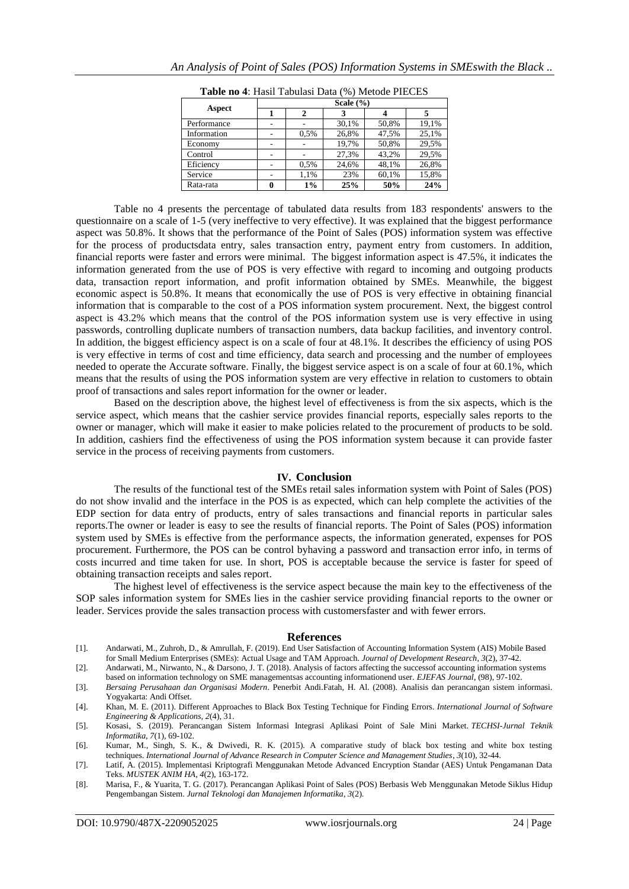**Table no 4**: Hasil Tabulasi Data (%) Metode PIECES

| Aspect | Scale (%) | | | | |
|---|---|---|---|---|---|
| | 1 | 2 | 3 | 4 | 5 |
| Performance | - | - | 30,1% | 50,8% | 19,1% |
| Information | - | 0,5% | 26,8% | 47,5% | 25,1% |
| Economy | - | - | 19,7% | 50,8% | 29,5% |
| Control | - | - | 27,3% | 43,2% | 29,5% |
| Eficiency | - | 0,5% | 24,6% | 48,1% | 26,8% |
| Service | - | 1,1% | 23% | 60,1% | 15,8% |
| Rata-rata | **0** | **1%** | **25%** | **50%** | **24%** |

Table no 4 presents the percentage of tabulated data results from 183 respondents' answers to the questionnaire on a scale of 1-5 (very ineffective to very effective). It was explained that the biggest performance aspect was 50.8%. It shows that the performance of the Point of Sales (POS) information system was effective for the process of productsdata entry, sales transaction entry, payment entry from customers. In addition, financial reports were faster and errors were minimal. The biggest information aspect is 47.5%, it indicates the information generated from the use of POS is very effective with regard to incoming and outgoing products data, transaction report information, and profit information obtained by SMEs. Meanwhile, the biggest economic aspect is 50.8%. It means that economically the use of POS is very effective in obtaining financial information that is comparable to the cost of a POS information system procurement. Next, the biggest control aspect is 43.2% which means that the control of the POS information system use is very effective in using passwords, controlling duplicate numbers of transaction numbers, data backup facilities, and inventory control. In addition, the biggest efficiency aspect is on a scale of four at 48.1%. It describes the efficiency of using POS is very effective in terms of cost and time efficiency, data search and processing and the number of employees needed to operate the Accurate software. Finally, the biggest service aspect is on a scale of four at 60.1%, which means that the results of using the POS information system are very effective in relation to customers to obtain proof of transactions and sales report information for the owner or leader.

Based on the description above, the highest level of effectiveness is from the six aspects, which is the service aspect, which means that the cashier service provides financial reports, especially sales reports to the owner or manager, which will make it easier to make policies related to the procurement of products to be sold. In addition, cashiers find the effectiveness of using the POS information system because it can provide faster service in the process of receiving payments from customers.

## IV. Conclusion

The results of the functional test of the SMEs retail sales information system with Point of Sales (POS) do not show invalid and the interface in the POS is as expected, which can help complete the activities of the EDP section for data entry of products, entry of sales transactions and financial reports in particular sales reports.The owner or leader is easy to see the results of financial reports. The Point of Sales (POS) information system used by SMEs is effective from the performance aspects, the information generated, expenses for POS procurement. Furthermore, the POS can be control byhaving a password and transaction error info, in terms of costs incurred and time taken for use. In short, POS is acceptable because the service is faster for speed of obtaining transaction receipts and sales report.

The highest level of effectiveness is the service aspect because the main key to the effectiveness of the SOP sales information system for SMEs lies in the cashier service providing financial reports to the owner or leader. Services provide the sales transaction process with customersfaster and with fewer errors.

## References

[1]. Andarwati, M., Zuhroh, D., & Amrullah, F. (2019). End User Satisfaction of Accounting Information System (AIS) Mobile Based for Small Medium Enterprises (SMEs): Actual Usage and TAM Approach. *Journal of Development Research*, *3*(2), 37-42.

[2]. Andarwati, M., Nirwanto, N., & Darsono, J. T. (2018). Analysis of factors affecting the successof accounting information systems based on information technology on SME managementsas accounting informationend user. *EJEFAS Journal*, (98), 97-102.

[3]. *Bersaing Perusahaan dan Organisasi Modern*. Penerbit Andi.Fatah, H. Al. (2008). Analisis dan perancangan sistem informasi. Yogyakarta: Andi Offset.

[4]. Khan, M. E. (2011). Different Approaches to Black Box Testing Technique for Finding Errors. *International Journal of Software Engineering & Applications*, *2*(4), 31.

[5]. Kosasi, S. (2019). Perancangan Sistem Informasi Integrasi Aplikasi Point of Sale Mini Market. *TECHSI-Jurnal Teknik Informatika*, *7*(1), 69-102.

[6]. Kumar, M., Singh, S. K., & Dwivedi, R. K. (2015). A comparative study of black box testing and white box testing techniques. *International Journal of Advance Research in Computer Science and Management Studies*, *3*(10), 32-44.

[7]. Latif, A. (2015). Implementasi Kriptografi Menggunakan Metode Advanced Encryption Standar (AES) Untuk Pengamanan Data Teks. *MUSTEK ANIM HA*, *4*(2), 163-172.

[8]. Marisa, F., & Yuarita, T. G. (2017). Perancangan Aplikasi Point of Sales (POS) Berbasis Web Menggunakan Metode Siklus Hidup Pengembangan Sistem. *Jurnal Teknologi dan Manajemen Informatika*, *3*(2).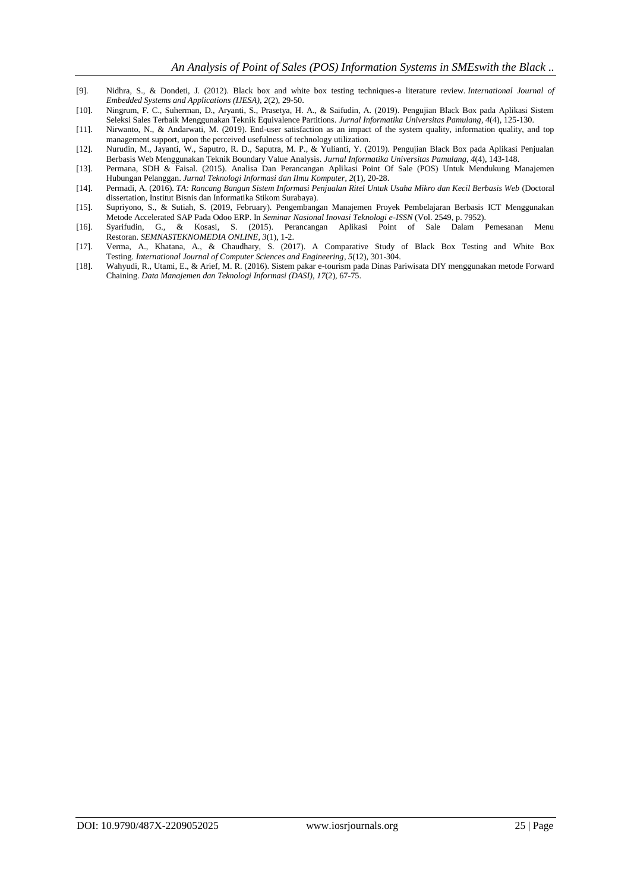[9]. Nidhra, S., & Dondeti, J. (2012). Black box and white box testing techniques-a literature review. *International Journal of Embedded Systems and Applications (IJESA)*, *2*(2), 29-50.

[10]. Ningrum, F. C., Suherman, D., Aryanti, S., Prasetya, H. A., & Saifudin, A. (2019). Pengujian Black Box pada Aplikasi Sistem Seleksi Sales Terbaik Menggunakan Teknik Equivalence Partitions. *Jurnal Informatika Universitas Pamulang*, *4*(4), 125-130.

[11]. Nirwanto, N., & Andarwati, M. (2019). End-user satisfaction as an impact of the system quality, information quality, and top management support, upon the perceived usefulness of technology utilization.

[12]. Nurudin, M., Jayanti, W., Saputro, R. D., Saputra, M. P., & Yulianti, Y. (2019). Pengujian Black Box pada Aplikasi Penjualan Berbasis Web Menggunakan Teknik Boundary Value Analysis. *Jurnal Informatika Universitas Pamulang*, *4*(4), 143-148.

[13]. Permana, SDH & Faisal. (2015). Analisa Dan Perancangan Aplikasi Point Of Sale (POS) Untuk Mendukung Manajemen Hubungan Pelanggan. *Jurnal Teknologi Informasi dan Ilmu Komputer*, *2*(1), 20-28.

[14]. Permadi, A. (2016). *TA: Rancang Bangun Sistem Informasi Penjualan Ritel Untuk Usaha Mikro dan Kecil Berbasis Web* (Doctoral dissertation, Institut Bisnis dan Informatika Stikom Surabaya).

[15]. Supriyono, S., & Sutiah, S. (2019, February). Pengembangan Manajemen Proyek Pembelajaran Berbasis ICT Menggunakan Metode Accelerated SAP Pada Odoo ERP. In *Seminar Nasional Inovasi Teknologi e-ISSN* (Vol. 2549, p. 7952).

[16]. Syarifudin, G., & Kosasi, S. (2015). Perancangan Aplikasi Point of Sale Dalam Pemesanan Menu Restoran. *SEMNASTEKNOMEDIA ONLINE*, *3*(1), 1-2.

[17]. Verma, A., Khatana, A., & Chaudhary, S. (2017). A Comparative Study of Black Box Testing and White Box Testing. *International Journal of Computer Sciences and Engineering*, *5*(12), 301-304.

[18]. Wahyudi, R., Utami, E., & Arief, M. R. (2016). Sistem pakar e-tourism pada Dinas Pariwisata DIY menggunakan metode Forward Chaining. *Data Manajemen dan Teknologi Informasi (DASI)*, *17*(2), 67-75.